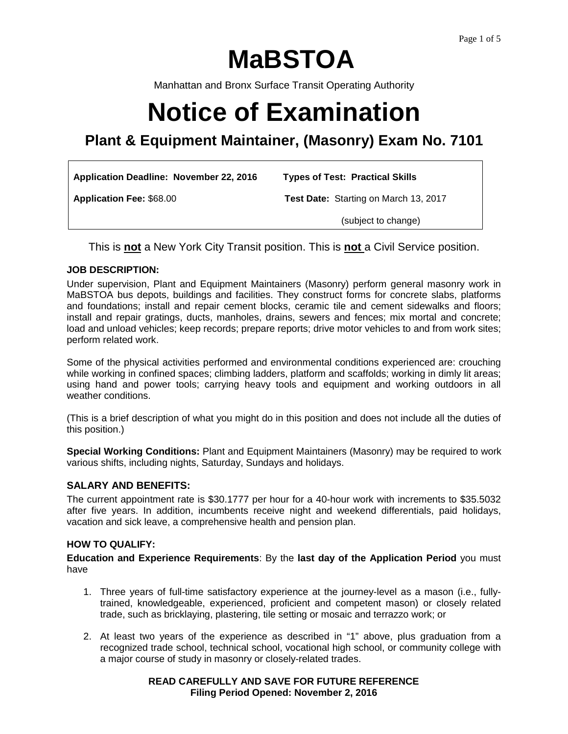# MaBSTOA

Manhattan and Bronx Surface Transit Operating Authority

# Notice of Examination

## Plant & Equipment Maintainer, (Masonry) Exam No. 7101

| | |
|---|---|
| **Application Deadline: November 22, 2016** | **Types of Test: Practical Skills** |
| **Application Fee:** $68.00 | **Test Date:** Starting on March 13, 2017 (subject to change) |

This is **not** a New York City Transit position. This is **not** a Civil Service position.

### JOB DESCRIPTION:

Under supervision, Plant and Equipment Maintainers (Masonry) perform general masonry work in MaBSTOA bus depots, buildings and facilities. They construct forms for concrete slabs, platforms and foundations; install and repair cement blocks, ceramic tile and cement sidewalks and floors; install and repair gratings, ducts, manholes, drains, sewers and fences; mix mortal and concrete; load and unload vehicles; keep records; prepare reports; drive motor vehicles to and from work sites; perform related work.

Some of the physical activities performed and environmental conditions experienced are: crouching while working in confined spaces; climbing ladders, platform and scaffolds; working in dimly lit areas; using hand and power tools; carrying heavy tools and equipment and working outdoors in all weather conditions.

(This is a brief description of what you might do in this position and does not include all the duties of this position.)

**Special Working Conditions:** Plant and Equipment Maintainers (Masonry) may be required to work various shifts, including nights, Saturday, Sundays and holidays.

### SALARY AND BENEFITS:

The current appointment rate is $30.1777 per hour for a 40-hour work with increments to $35.5032 after five years. In addition, incumbents receive night and weekend differentials, paid holidays, vacation and sick leave, a comprehensive health and pension plan.

### HOW TO QUALIFY:

**Education and Experience Requirements**: By the **last day of the Application Period** you must have

1. Three years of full-time satisfactory experience at the journey-level as a mason (i.e., fully-trained, knowledgeable, experienced, proficient and competent mason) or closely related trade, such as bricklaying, plastering, tile setting or mosaic and terrazzo work; or

2. At least two years of the experience as described in "1" above, plus graduation from a recognized trade school, technical school, vocational high school, or community college with a major course of study in masonry or closely-related trades.

**READ CAREFULLY AND SAVE FOR FUTURE REFERENCE**
**Filing Period Opened: November 2, 2016**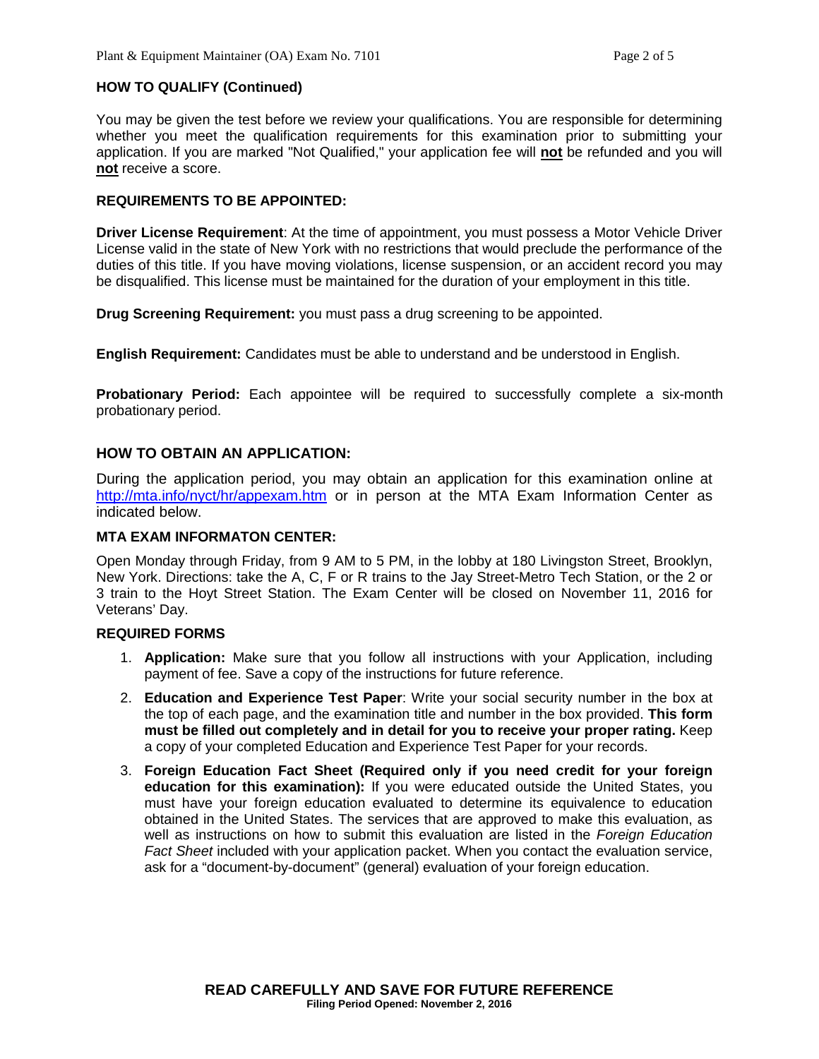### HOW TO QUALIFY (Continued)

You may be given the test before we review your qualifications. You are responsible for determining whether you meet the qualification requirements for this examination prior to submitting your application. If you are marked "Not Qualified," your application fee will **not** be refunded and you will **not** receive a score.

### REQUIREMENTS TO BE APPOINTED:

**Driver License Requirement**: At the time of appointment, you must possess a Motor Vehicle Driver License valid in the state of New York with no restrictions that would preclude the performance of the duties of this title. If you have moving violations, license suspension, or an accident record you may be disqualified. This license must be maintained for the duration of your employment in this title.

**Drug Screening Requirement:** you must pass a drug screening to be appointed.

**English Requirement:** Candidates must be able to understand and be understood in English.

**Probationary Period:** Each appointee will be required to successfully complete a six-month probationary period.

### HOW TO OBTAIN AN APPLICATION:

During the application period, you may obtain an application for this examination online at http://mta.info/nyct/hr/appexam.htm or in person at the MTA Exam Information Center as indicated below.

### MTA EXAM INFORMATON CENTER:

Open Monday through Friday, from 9 AM to 5 PM, in the lobby at 180 Livingston Street, Brooklyn, New York. Directions: take the A, C, F or R trains to the Jay Street-Metro Tech Station, or the 2 or 3 train to the Hoyt Street Station. The Exam Center will be closed on November 11, 2016 for Veterans' Day.

### REQUIRED FORMS

1. **Application:** Make sure that you follow all instructions with your Application, including payment of fee. Save a copy of the instructions for future reference.
2. **Education and Experience Test Paper**: Write your social security number in the box at the top of each page, and the examination title and number in the box provided. **This form must be filled out completely and in detail for you to receive your proper rating.** Keep a copy of your completed Education and Experience Test Paper for your records.
3. **Foreign Education Fact Sheet (Required only if you need credit for your foreign education for this examination):** If you were educated outside the United States, you must have your foreign education evaluated to determine its equivalence to education obtained in the United States. The services that are approved to make this evaluation, as well as instructions on how to submit this evaluation are listed in the *Foreign Education Fact Sheet* included with your application packet. When you contact the evaluation service, ask for a "document-by-document" (general) evaluation of your foreign education.

**READ CAREFULLY AND SAVE FOR FUTURE REFERENCE**
**Filing Period Opened: November 2, 2016**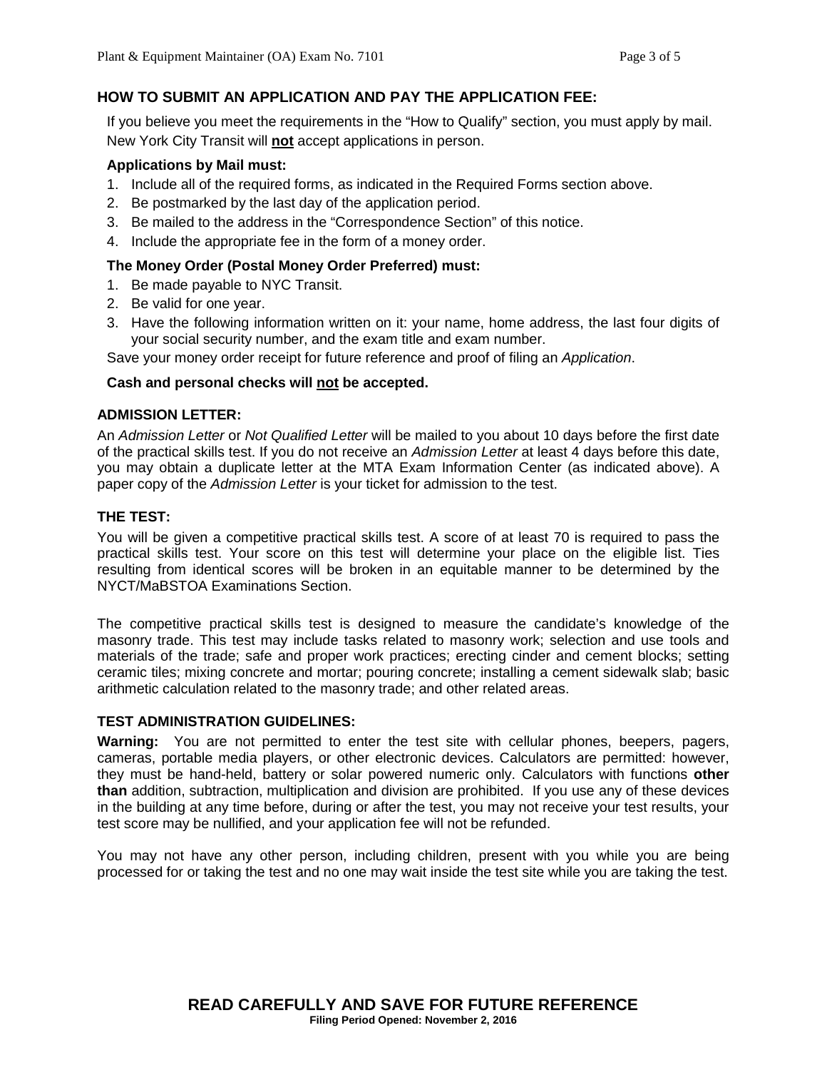## HOW TO SUBMIT AN APPLICATION AND PAY THE APPLICATION FEE:

If you believe you meet the requirements in the "How to Qualify" section, you must apply by mail. New York City Transit will **not** accept applications in person.

**Applications by Mail must:**

1. Include all of the required forms, as indicated in the Required Forms section above.
2. Be postmarked by the last day of the application period.
3. Be mailed to the address in the "Correspondence Section" of this notice.
4. Include the appropriate fee in the form of a money order.

**The Money Order (Postal Money Order Preferred) must:**

1. Be made payable to NYC Transit.
2. Be valid for one year.
3. Have the following information written on it: your name, home address, the last four digits of your social security number, and the exam title and exam number.

Save your money order receipt for future reference and proof of filing an *Application*.

**Cash and personal checks will not be accepted.**

## ADMISSION LETTER:

An *Admission Letter* or *Not Qualified Letter* will be mailed to you about 10 days before the first date of the practical skills test. If you do not receive an *Admission Letter* at least 4 days before this date, you may obtain a duplicate letter at the MTA Exam Information Center (as indicated above). A paper copy of the *Admission Letter* is your ticket for admission to the test.

## THE TEST:

You will be given a competitive practical skills test. A score of at least 70 is required to pass the practical skills test. Your score on this test will determine your place on the eligible list. Ties resulting from identical scores will be broken in an equitable manner to be determined by the NYCT/MaBSTOA Examinations Section.

The competitive practical skills test is designed to measure the candidate's knowledge of the masonry trade. This test may include tasks related to masonry work; selection and use tools and materials of the trade; safe and proper work practices; erecting cinder and cement blocks; setting ceramic tiles; mixing concrete and mortar; pouring concrete; installing a cement sidewalk slab; basic arithmetic calculation related to the masonry trade; and other related areas.

## TEST ADMINISTRATION GUIDELINES:

**Warning:** You are not permitted to enter the test site with cellular phones, beepers, pagers, cameras, portable media players, or other electronic devices. Calculators are permitted: however, they must be hand-held, battery or solar powered numeric only. Calculators with functions **other than** addition, subtraction, multiplication and division are prohibited. If you use any of these devices in the building at any time before, during or after the test, you may not receive your test results, your test score may be nullified, and your application fee will not be refunded.

You may not have any other person, including children, present with you while you are being processed for or taking the test and no one may wait inside the test site while you are taking the test.

**READ CAREFULLY AND SAVE FOR FUTURE REFERENCE**

**Filing Period Opened: November 2, 2016**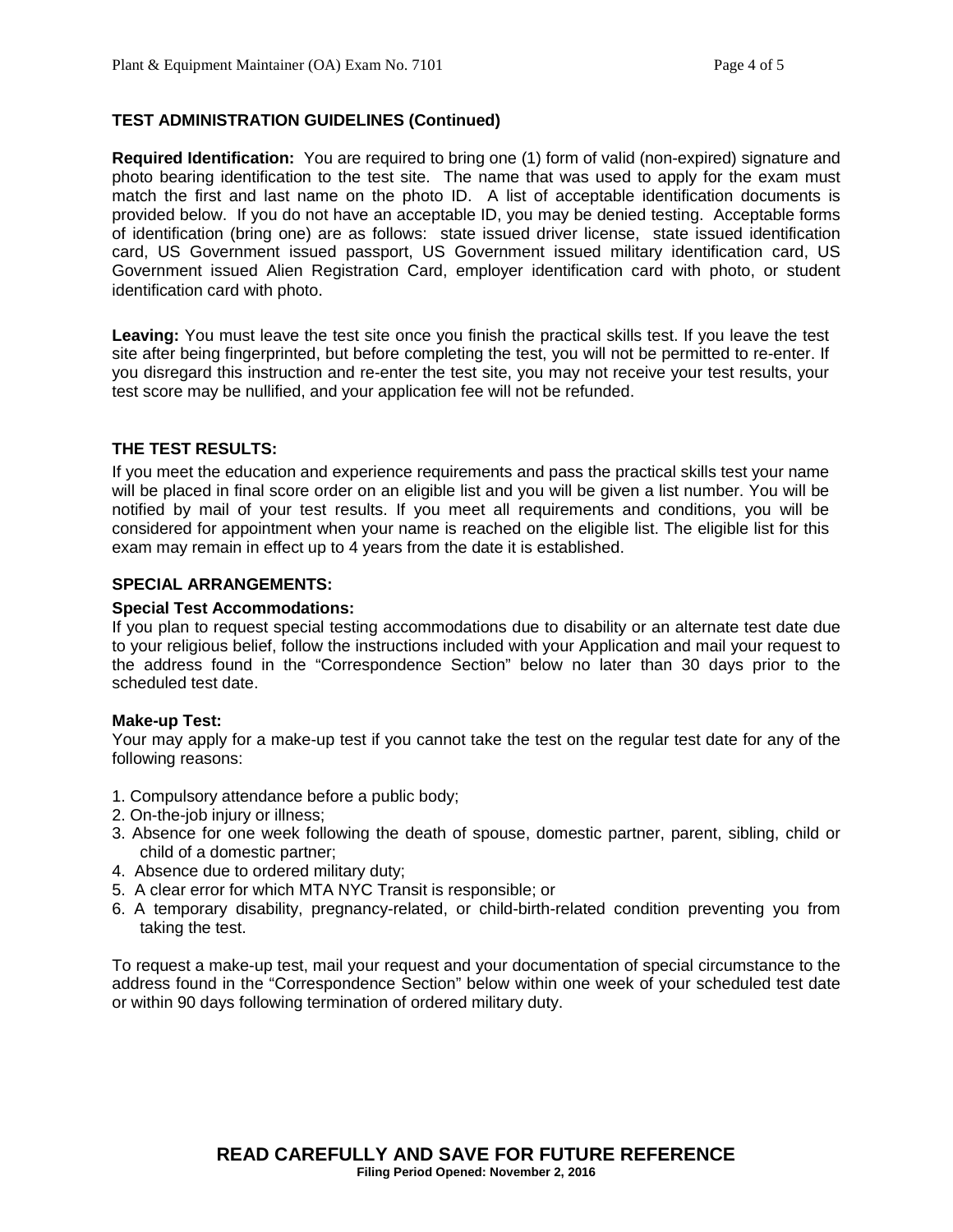## TEST ADMINISTRATION GUIDELINES (Continued)

**Required Identification:** You are required to bring one (1) form of valid (non-expired) signature and photo bearing identification to the test site. The name that was used to apply for the exam must match the first and last name on the photo ID. A list of acceptable identification documents is provided below. If you do not have an acceptable ID, you may be denied testing. Acceptable forms of identification (bring one) are as follows: state issued driver license, state issued identification card, US Government issued passport, US Government issued military identification card, US Government issued Alien Registration Card, employer identification card with photo, or student identification card with photo.

**Leaving:** You must leave the test site once you finish the practical skills test. If you leave the test site after being fingerprinted, but before completing the test, you will not be permitted to re-enter. If you disregard this instruction and re-enter the test site, you may not receive your test results, your test score may be nullified, and your application fee will not be refunded.

## THE TEST RESULTS:

If you meet the education and experience requirements and pass the practical skills test your name will be placed in final score order on an eligible list and you will be given a list number. You will be notified by mail of your test results. If you meet all requirements and conditions, you will be considered for appointment when your name is reached on the eligible list. The eligible list for this exam may remain in effect up to 4 years from the date it is established.

## SPECIAL ARRANGEMENTS:

### Special Test Accommodations:

If you plan to request special testing accommodations due to disability or an alternate test date due to your religious belief, follow the instructions included with your Application and mail your request to the address found in the "Correspondence Section" below no later than 30 days prior to the scheduled test date.

### Make-up Test:

Your may apply for a make-up test if you cannot take the test on the regular test date for any of the following reasons:

1. Compulsory attendance before a public body;
2. On-the-job injury or illness;
3. Absence for one week following the death of spouse, domestic partner, parent, sibling, child or child of a domestic partner;
4. Absence due to ordered military duty;
5. A clear error for which MTA NYC Transit is responsible; or
6. A temporary disability, pregnancy-related, or child-birth-related condition preventing you from taking the test.

To request a make-up test, mail your request and your documentation of special circumstance to the address found in the "Correspondence Section" below within one week of your scheduled test date or within 90 days following termination of ordered military duty.

**READ CAREFULLY AND SAVE FOR FUTURE REFERENCE**

**Filing Period Opened: November 2, 2016**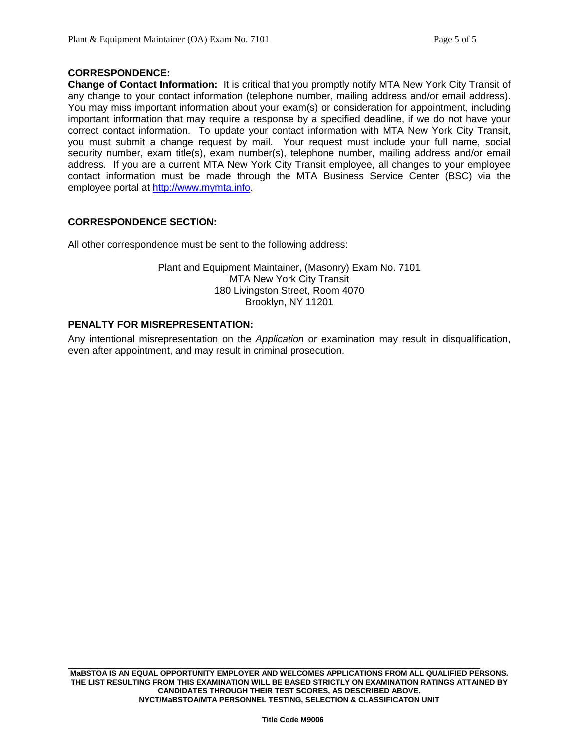## CORRESPONDENCE:

**Change of Contact Information:** It is critical that you promptly notify MTA New York City Transit of any change to your contact information (telephone number, mailing address and/or email address). You may miss important information about your exam(s) or consideration for appointment, including important information that may require a response by a specified deadline, if we do not have your correct contact information. To update your contact information with MTA New York City Transit, you must submit a change request by mail. Your request must include your full name, social security number, exam title(s), exam number(s), telephone number, mailing address and/or email address. If you are a current MTA New York City Transit employee, all changes to your employee contact information must be made through the MTA Business Service Center (BSC) via the employee portal at [http://www.mymta.info](http://www.mymta.info).

## CORRESPONDENCE SECTION:

All other correspondence must be sent to the following address:

Plant and Equipment Maintainer, (Masonry) Exam No. 7101
MTA New York City Transit
180 Livingston Street, Room 4070
Brooklyn, NY 11201

## PENALTY FOR MISREPRESENTATION:

Any intentional misrepresentation on the *Application* or examination may result in disqualification, even after appointment, and may result in criminal prosecution.

**MaBSTOA IS AN EQUAL OPPORTUNITY EMPLOYER AND WELCOMES APPLICATIONS FROM ALL QUALIFIED PERSONS. THE LIST RESULTING FROM THIS EXAMINATION WILL BE BASED STRICTLY ON EXAMINATION RATINGS ATTAINED BY CANDIDATES THROUGH THEIR TEST SCORES, AS DESCRIBED ABOVE.**
**NYCT/MaBSTOA/MTA PERSONNEL TESTING, SELECTION & CLASSIFICATON UNIT**

**Title Code M9006**